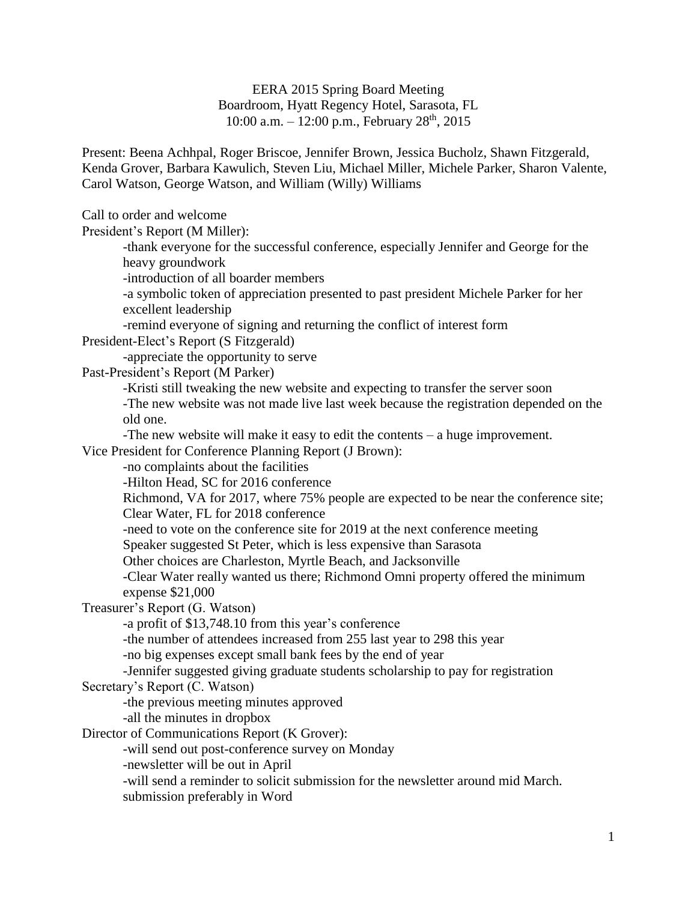# EERA 2015 Spring Board Meeting

Boardroom, Hyatt Regency Hotel, Sarasota, FL

10:00 a.m. – 12:00 p.m., February 28th, 2015

Present: Beena Achhpal, Roger Briscoe, Jennifer Brown, Jessica Bucholz, Shawn Fitzgerald, Kenda Grover, Barbara Kawulich, Steven Liu, Michael Miller, Michele Parker, Sharon Valente, Carol Watson, George Watson, and William (Willy) Williams

Call to order and welcome

President's Report (M Miller):

- thank everyone for the successful conference, especially Jennifer and George for the heavy groundwork
- introduction of all boarder members
- a symbolic token of appreciation presented to past president Michele Parker for her excellent leadership
- remind everyone of signing and returning the conflict of interest form

President-Elect's Report (S Fitzgerald)

- appreciate the opportunity to serve

Past-President's Report (M Parker)

- Kristi still tweaking the new website and expecting to transfer the server soon
- The new website was not made live last week because the registration depended on the old one.
- The new website will make it easy to edit the contents – a huge improvement.

Vice President for Conference Planning Report (J Brown):

- no complaints about the facilities
- Hilton Head, SC for 2016 conference
  Richmond, VA for 2017, where 75% people are expected to be near the conference site; Clear Water, FL for 2018 conference
- need to vote on the conference site for 2019 at the next conference meeting
  Speaker suggested St Peter, which is less expensive than Sarasota
  Other choices are Charleston, Myrtle Beach, and Jacksonville
- Clear Water really wanted us there; Richmond Omni property offered the minimum expense $21,000

Treasurer's Report (G. Watson)

- a profit of $13,748.10 from this year's conference
- the number of attendees increased from 255 last year to 298 this year
- no big expenses except small bank fees by the end of year
- Jennifer suggested giving graduate students scholarship to pay for registration

Secretary's Report (C. Watson)

- the previous meeting minutes approved
- all the minutes in dropbox

Director of Communications Report (K Grover):

- will send out post-conference survey on Monday
- newsletter will be out in April
- will send a reminder to solicit submission for the newsletter around mid March. submission preferably in Word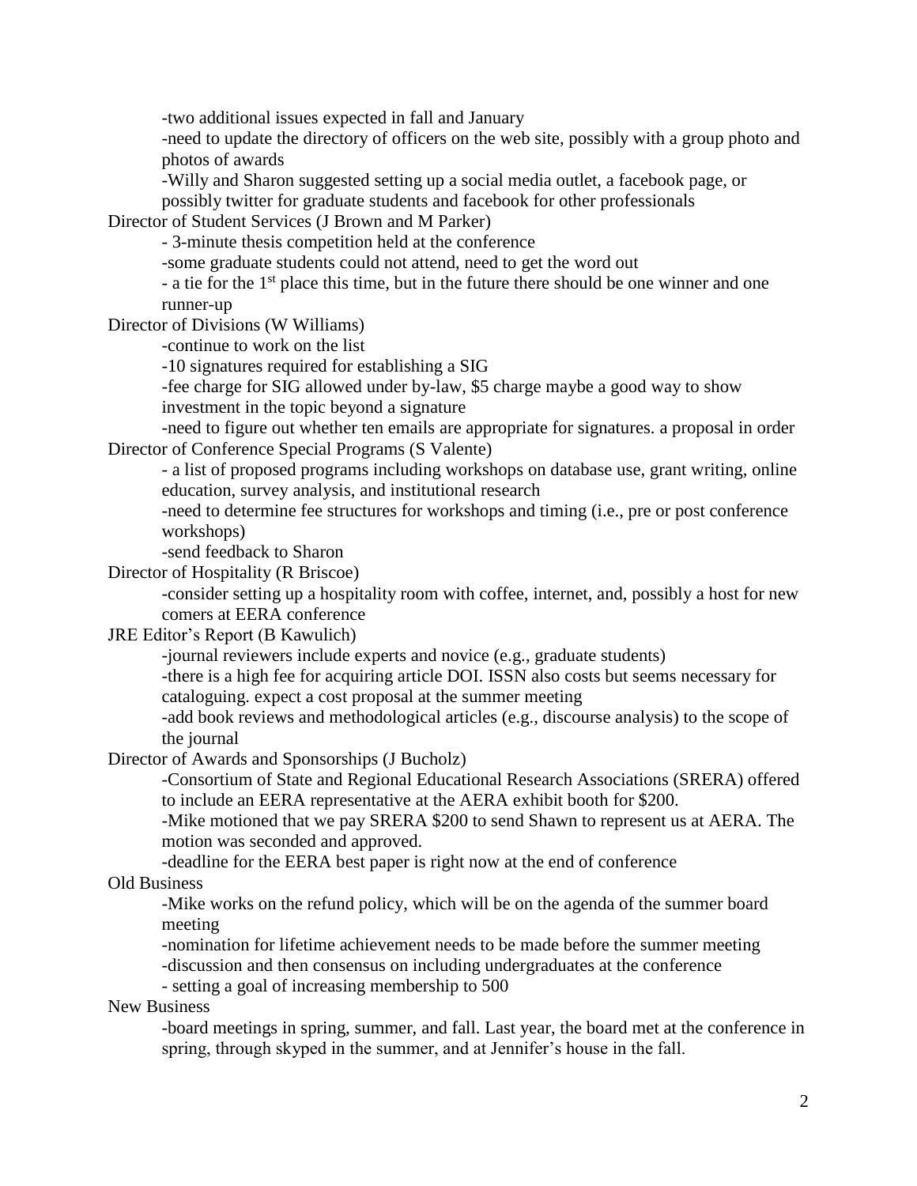-two additional issues expected in fall and January

-need to update the directory of officers on the web site, possibly with a group photo and photos of awards

-Willy and Sharon suggested setting up a social media outlet, a facebook page, or possibly twitter for graduate students and facebook for other professionals

Director of Student Services (J Brown and M Parker)

- 3-minute thesis competition held at the conference

-some graduate students could not attend, need to get the word out

- a tie for the 1st place this time, but in the future there should be one winner and one runner-up

Director of Divisions (W Williams)

-continue to work on the list

-10 signatures required for establishing a SIG

-fee charge for SIG allowed under by-law, $5 charge maybe a good way to show investment in the topic beyond a signature

-need to figure out whether ten emails are appropriate for signatures. a proposal in order

Director of Conference Special Programs (S Valente)

- a list of proposed programs including workshops on database use, grant writing, online education, survey analysis, and institutional research

-need to determine fee structures for workshops and timing (i.e., pre or post conference workshops)

-send feedback to Sharon

Director of Hospitality (R Briscoe)

-consider setting up a hospitality room with coffee, internet, and, possibly a host for new comers at EERA conference

JRE Editor's Report (B Kawulich)

-journal reviewers include experts and novice (e.g., graduate students)

-there is a high fee for acquiring article DOI. ISSN also costs but seems necessary for cataloguing. expect a cost proposal at the summer meeting

-add book reviews and methodological articles (e.g., discourse analysis) to the scope of the journal

Director of Awards and Sponsorships (J Bucholz)

-Consortium of State and Regional Educational Research Associations (SRERA) offered to include an EERA representative at the AERA exhibit booth for $200.

-Mike motioned that we pay SRERA $200 to send Shawn to represent us at AERA. The motion was seconded and approved.

-deadline for the EERA best paper is right now at the end of conference

Old Business

-Mike works on the refund policy, which will be on the agenda of the summer board meeting

-nomination for lifetime achievement needs to be made before the summer meeting

-discussion and then consensus on including undergraduates at the conference

- setting a goal of increasing membership to 500

New Business

-board meetings in spring, summer, and fall. Last year, the board met at the conference in spring, through skyped in the summer, and at Jennifer's house in the fall.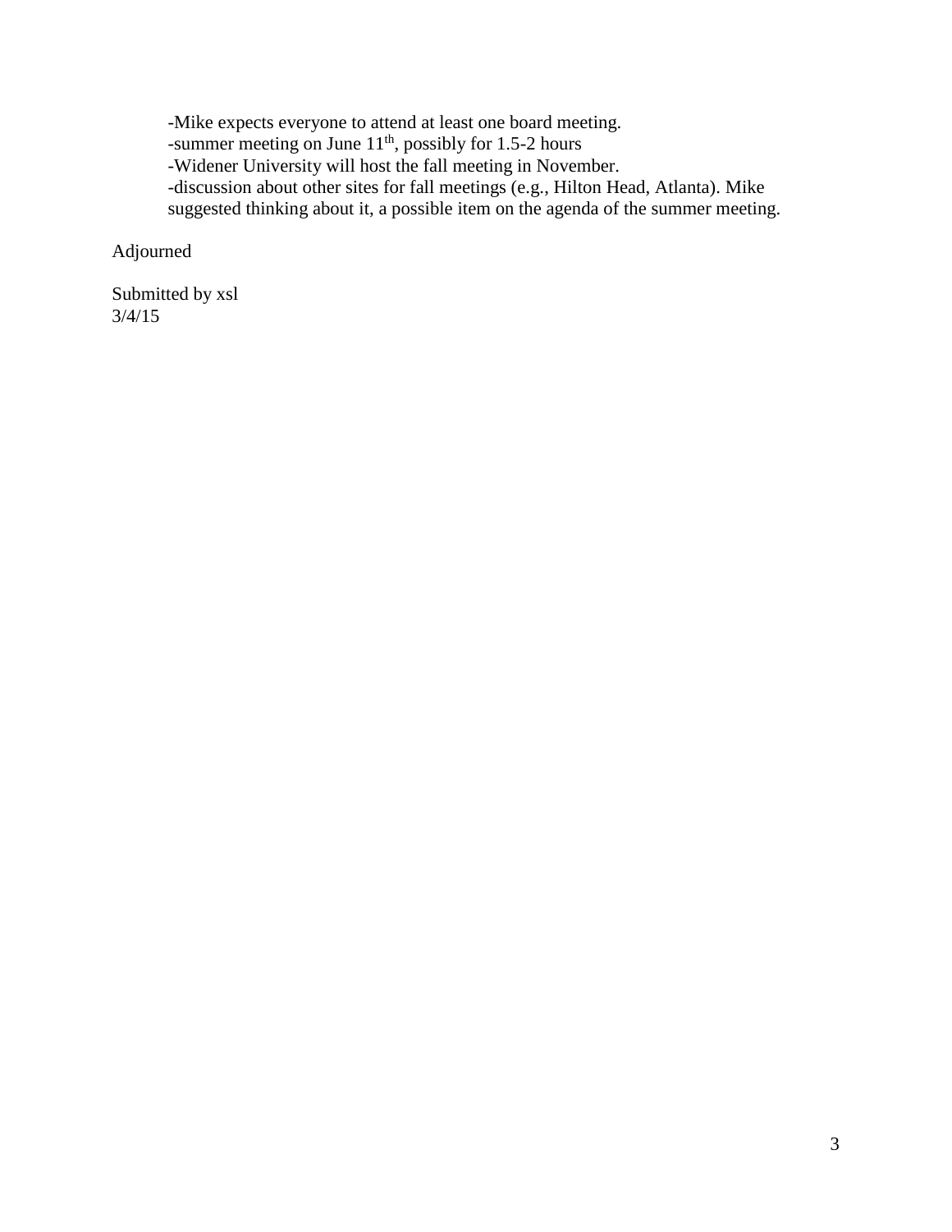-Mike expects everyone to attend at least one board meeting.
-summer meeting on June 11th, possibly for 1.5-2 hours
-Widener University will host the fall meeting in November.
-discussion about other sites for fall meetings (e.g., Hilton Head, Atlanta). Mike suggested thinking about it, a possible item on the agenda of the summer meeting.

Adjourned

Submitted by xsl
3/4/15